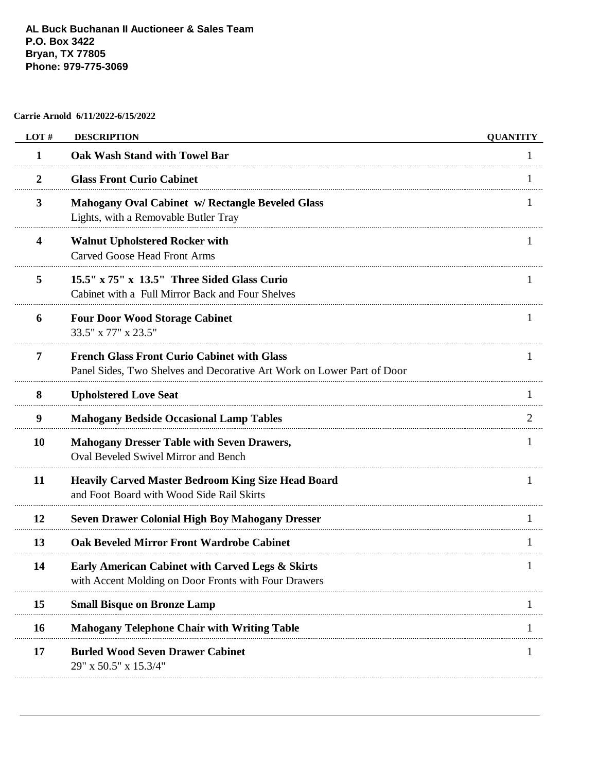**AL Buck Buchanan II Auctioneer & Sales Team**
**P.O. Box 3422**
**Bryan, TX 77805**
**Phone: 979-775-3069**

**Carrie Arnold 6/11/2022-6/15/2022**

| LOT # | DESCRIPTION | QUANTITY |
|---|---|---|
| 1 | **Oak Wash Stand with Towel Bar** | 1 |
| 2 | **Glass Front Curio Cabinet** | 1 |
| 3 | **Mahogany Oval Cabinet w/ Rectangle Beveled Glass** Lights, with a Removable Butler Tray | 1 |
| 4 | **Walnut Upholstered Rocker with** Carved Goose Head Front Arms | 1 |
| 5 | **15.5" x 75" x 13.5" Three Sided Glass Curio** Cabinet with a Full Mirror Back and Four Shelves | 1 |
| 6 | **Four Door Wood Storage Cabinet** 33.5" x 77" x 23.5" | 1 |
| 7 | **French Glass Front Curio Cabinet with Glass** Panel Sides, Two Shelves and Decorative Art Work on Lower Part of Door | 1 |
| 8 | **Upholstered Love Seat** | 1 |
| 9 | **Mahogany Bedside Occasional Lamp Tables** | 2 |
| 10 | **Mahogany Dresser Table with Seven Drawers,** Oval Beveled Swivel Mirror and Bench | 1 |
| 11 | **Heavily Carved Master Bedroom King Size Head Board** and Foot Board with Wood Side Rail Skirts | 1 |
| 12 | **Seven Drawer Colonial High Boy Mahogany Dresser** | 1 |
| 13 | **Oak Beveled Mirror Front Wardrobe Cabinet** | 1 |
| 14 | **Early American Cabinet with Carved Legs & Skirts** with Accent Molding on Door Fronts with Four Drawers | 1 |
| 15 | **Small Bisque on Bronze Lamp** | 1 |
| 16 | **Mahogany Telephone Chair with Writing Table** | 1 |
| 17 | **Burled Wood Seven Drawer Cabinet** 29" x 50.5" x 15.3/4" | 1 |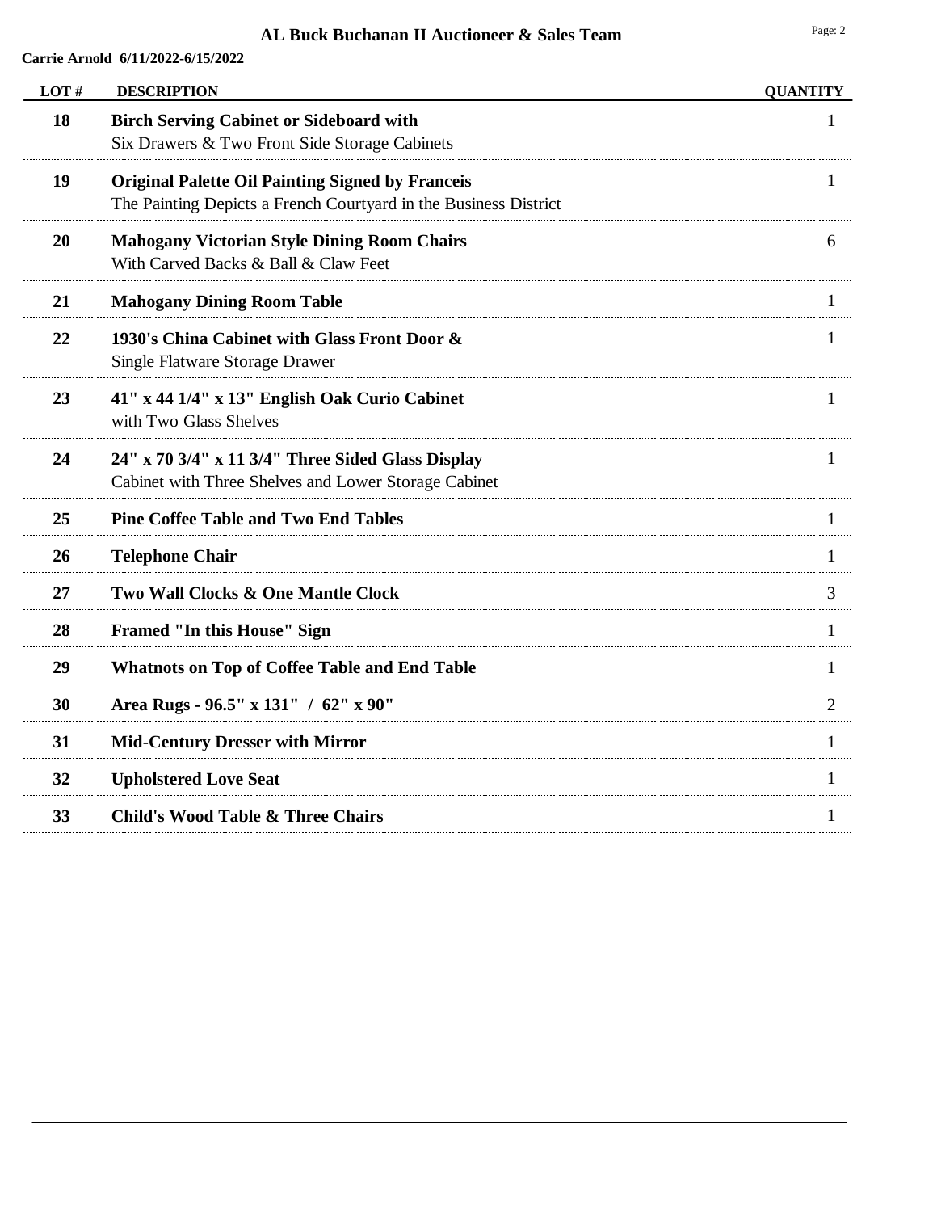**Carrie Arnold 6/11/2022-6/15/2022**

| LOT # | DESCRIPTION | QUANTITY |
|---|---|---|
| 18 | **Birch Serving Cabinet or Sideboard with** Six Drawers & Two Front Side Storage Cabinets | 1 |
| 19 | **Original Palette Oil Painting Signed by Franceis** The Painting Depicts a French Courtyard in the Business District | 1 |
| 20 | **Mahogany Victorian Style Dining Room Chairs** With Carved Backs & Ball & Claw Feet | 6 |
| 21 | **Mahogany Dining Room Table** | 1 |
| 22 | **1930's China Cabinet with Glass Front Door &** Single Flatware Storage Drawer | 1 |
| 23 | **41" x 44 1/4" x 13" English Oak Curio Cabinet** with Two Glass Shelves | 1 |
| 24 | **24" x 70 3/4" x 11 3/4" Three Sided Glass Display** Cabinet with Three Shelves and Lower Storage Cabinet | 1 |
| 25 | **Pine Coffee Table and Two End Tables** | 1 |
| 26 | **Telephone Chair** | 1 |
| 27 | **Two Wall Clocks & One Mantle Clock** | 3 |
| 28 | **Framed "In this House" Sign** | 1 |
| 29 | **Whatnots on Top of Coffee Table and End Table** | 1 |
| 30 | **Area Rugs - 96.5" x 131" / 62" x 90"** | 2 |
| 31 | **Mid-Century Dresser with Mirror** | 1 |
| 32 | **Upholstered Love Seat** | 1 |
| 33 | **Child's Wood Table & Three Chairs** | 1 |